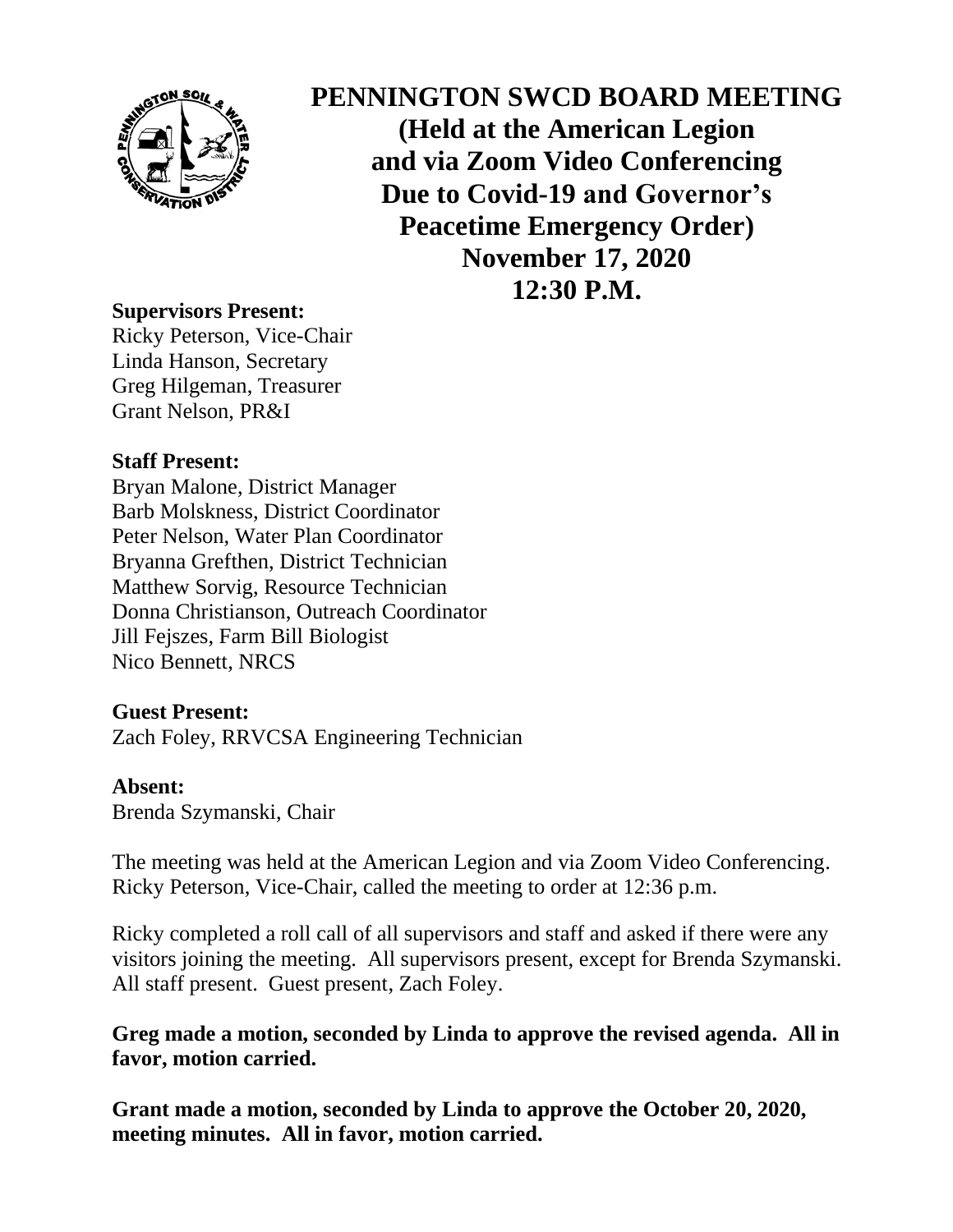# PENNINGTON SWCD BOARD MEETING

**(Held at the American Legion and via Zoom Video Conferencing Due to Covid-19 and Governor's Peacetime Emergency Order)**
**November 17, 2020**
**12:30 P.M.**

**Supervisors Present:**
Ricky Peterson, Vice-Chair
Linda Hanson, Secretary
Greg Hilgeman, Treasurer
Grant Nelson, PR&I

**Staff Present:**
Bryan Malone, District Manager
Barb Molskness, District Coordinator
Peter Nelson, Water Plan Coordinator
Bryanna Grefthen, District Technician
Matthew Sorvig, Resource Technician
Donna Christianson, Outreach Coordinator
Jill Fejszes, Farm Bill Biologist
Nico Bennett, NRCS

**Guest Present:**
Zach Foley, RRVCSA Engineering Technician

**Absent:**
Brenda Szymanski, Chair

The meeting was held at the American Legion and via Zoom Video Conferencing. Ricky Peterson, Vice-Chair, called the meeting to order at 12:36 p.m.

Ricky completed a roll call of all supervisors and staff and asked if there were any visitors joining the meeting. All supervisors present, except for Brenda Szymanski. All staff present. Guest present, Zach Foley.

**Greg made a motion, seconded by Linda to approve the revised agenda. All in favor, motion carried.**

**Grant made a motion, seconded by Linda to approve the October 20, 2020, meeting minutes. All in favor, motion carried.**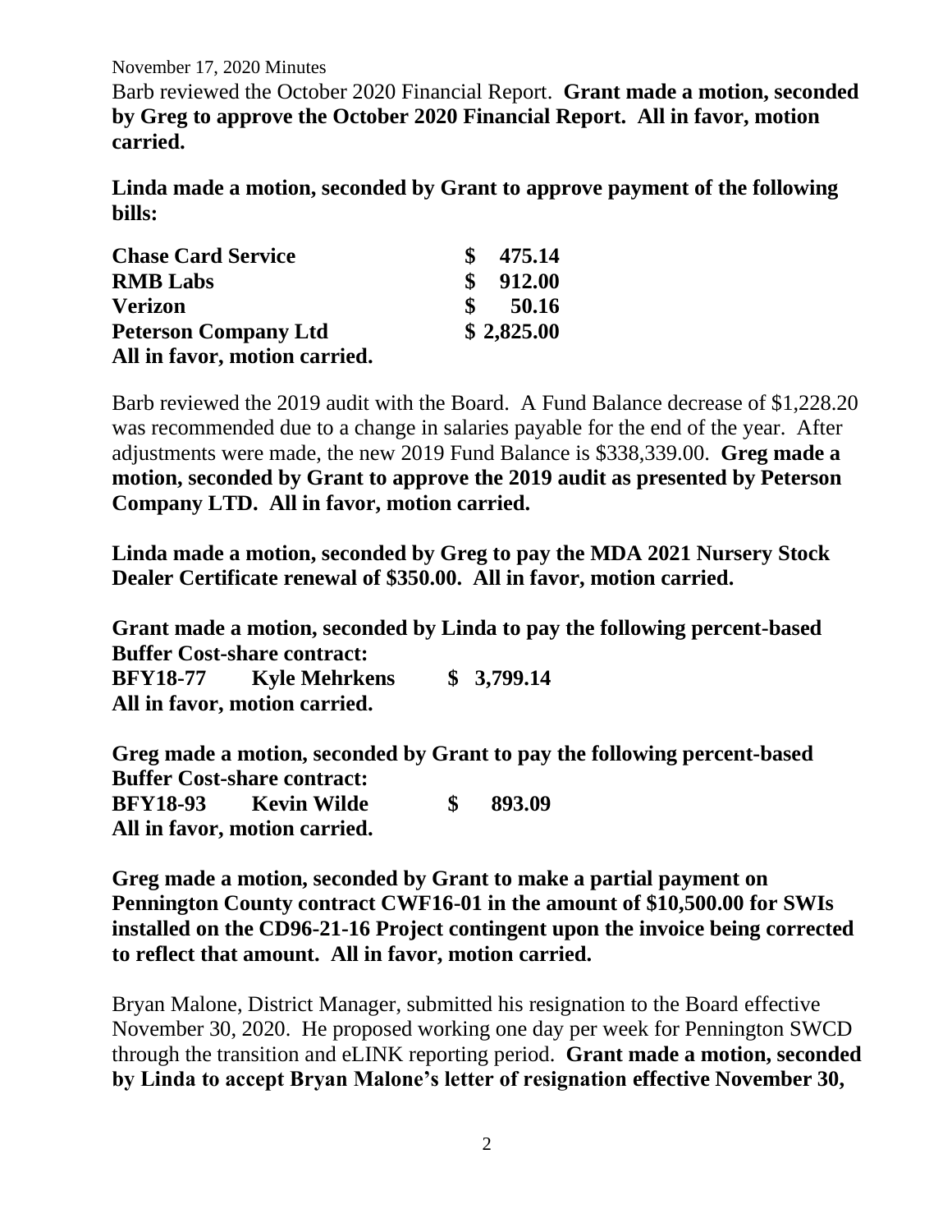November 17, 2020 Minutes

Barb reviewed the October 2020 Financial Report. **Grant made a motion, seconded by Greg to approve the October 2020 Financial Report. All in favor, motion carried.**

**Linda made a motion, seconded by Grant to approve payment of the following bills:**

| | |
|---|---|
| **Chase Card Service** | **$ 475.14** |
| **RMB Labs** | **$ 912.00** |
| **Verizon** | **$ 50.16** |
| **Peterson Company Ltd** | **$ 2,825.00** |

**All in favor, motion carried.**

Barb reviewed the 2019 audit with the Board. A Fund Balance decrease of $1,228.20 was recommended due to a change in salaries payable for the end of the year. After adjustments were made, the new 2019 Fund Balance is $338,339.00. **Greg made a motion, seconded by Grant to approve the 2019 audit as presented by Peterson Company LTD. All in favor, motion carried.**

**Linda made a motion, seconded by Greg to pay the MDA 2021 Nursery Stock Dealer Certificate renewal of $350.00. All in favor, motion carried.**

**Grant made a motion, seconded by Linda to pay the following percent-based Buffer Cost-share contract:**

| | | |
|---|---|---|
| **BFY18-77** | **Kyle Mehrkens** | **$ 3,799.14** |

**All in favor, motion carried.**

**Greg made a motion, seconded by Grant to pay the following percent-based Buffer Cost-share contract:**

| | | |
|---|---|---|
| **BFY18-93** | **Kevin Wilde** | **$ 893.09** |

**All in favor, motion carried.**

**Greg made a motion, seconded by Grant to make a partial payment on Pennington County contract CWF16-01 in the amount of $10,500.00 for SWIs installed on the CD96-21-16 Project contingent upon the invoice being corrected to reflect that amount. All in favor, motion carried.**

Bryan Malone, District Manager, submitted his resignation to the Board effective November 30, 2020. He proposed working one day per week for Pennington SWCD through the transition and eLINK reporting period. **Grant made a motion, seconded by Linda to accept Bryan Malone's letter of resignation effective November 30,**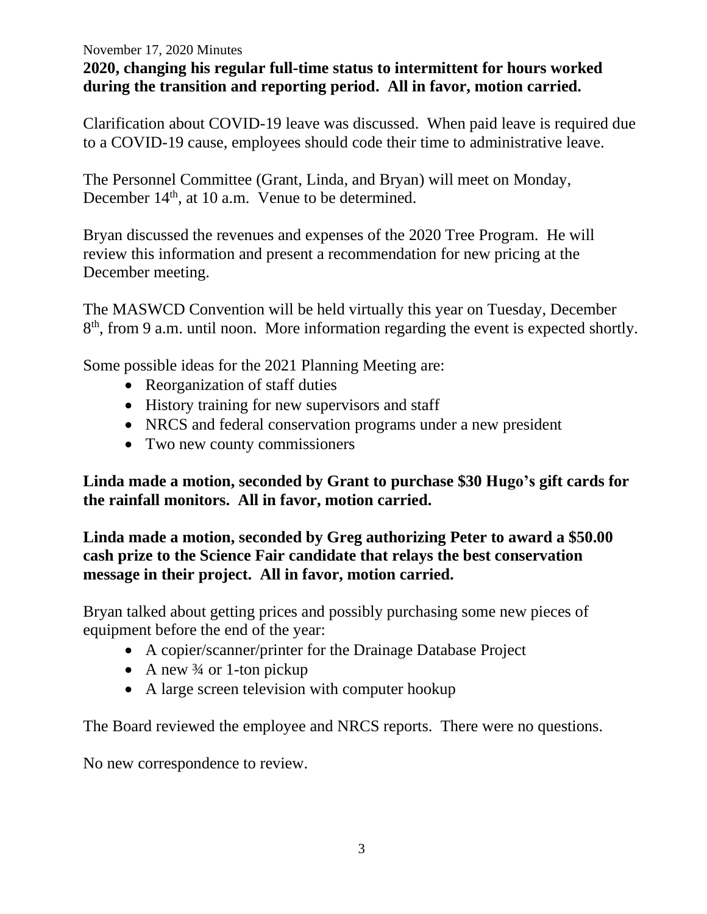**2020, changing his regular full-time status to intermittent for hours worked during the transition and reporting period. All in favor, motion carried.**

Clarification about COVID-19 leave was discussed. When paid leave is required due to a COVID-19 cause, employees should code their time to administrative leave.

The Personnel Committee (Grant, Linda, and Bryan) will meet on Monday, December 14th, at 10 a.m. Venue to be determined.

Bryan discussed the revenues and expenses of the 2020 Tree Program. He will review this information and present a recommendation for new pricing at the December meeting.

The MASWCD Convention will be held virtually this year on Tuesday, December 8th, from 9 a.m. until noon. More information regarding the event is expected shortly.

Some possible ideas for the 2021 Planning Meeting are:

- Reorganization of staff duties
- History training for new supervisors and staff
- NRCS and federal conservation programs under a new president
- Two new county commissioners

**Linda made a motion, seconded by Grant to purchase $30 Hugo's gift cards for the rainfall monitors. All in favor, motion carried.**

**Linda made a motion, seconded by Greg authorizing Peter to award a $50.00 cash prize to the Science Fair candidate that relays the best conservation message in their project. All in favor, motion carried.**

Bryan talked about getting prices and possibly purchasing some new pieces of equipment before the end of the year:

- A copier/scanner/printer for the Drainage Database Project
- A new ¾ or 1-ton pickup
- A large screen television with computer hookup

The Board reviewed the employee and NRCS reports. There were no questions.

No new correspondence to review.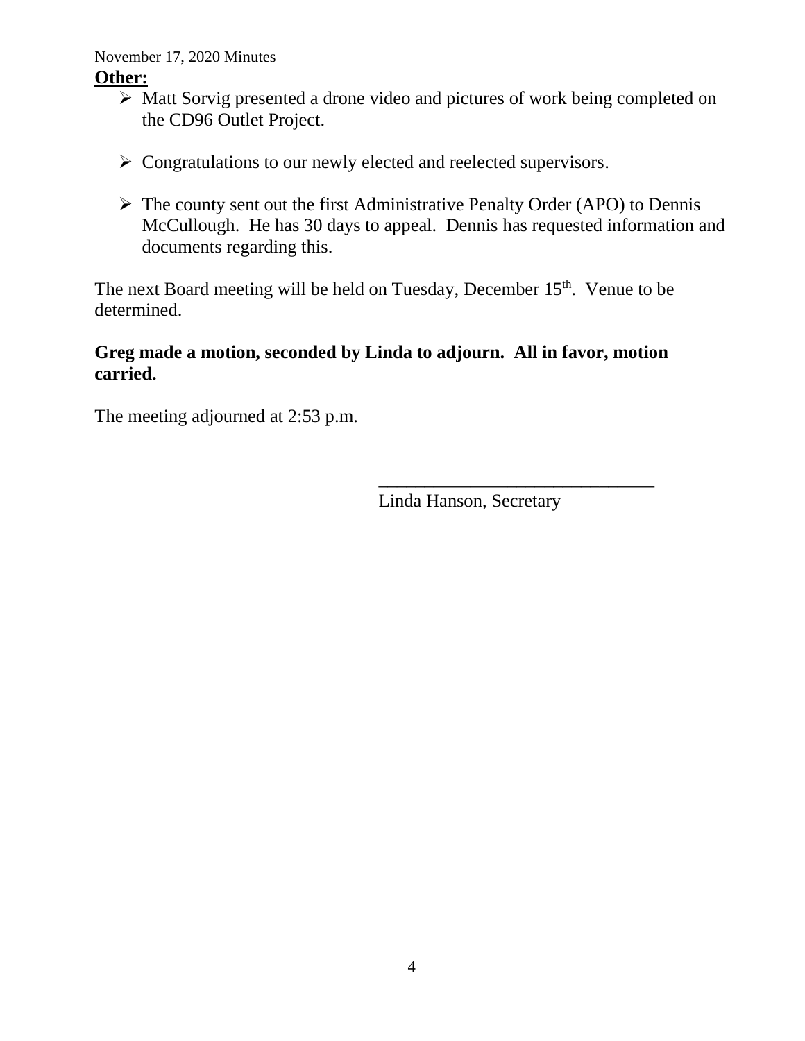**Other:**

- Matt Sorvig presented a drone video and pictures of work being completed on the CD96 Outlet Project.
- Congratulations to our newly elected and reelected supervisors.
- The county sent out the first Administrative Penalty Order (APO) to Dennis McCullough. He has 30 days to appeal. Dennis has requested information and documents regarding this.

The next Board meeting will be held on Tuesday, December 15th. Venue to be determined.

**Greg made a motion, seconded by Linda to adjourn. All in favor, motion carried.**

The meeting adjourned at 2:53 p.m.

______________________________
Linda Hanson, Secretary